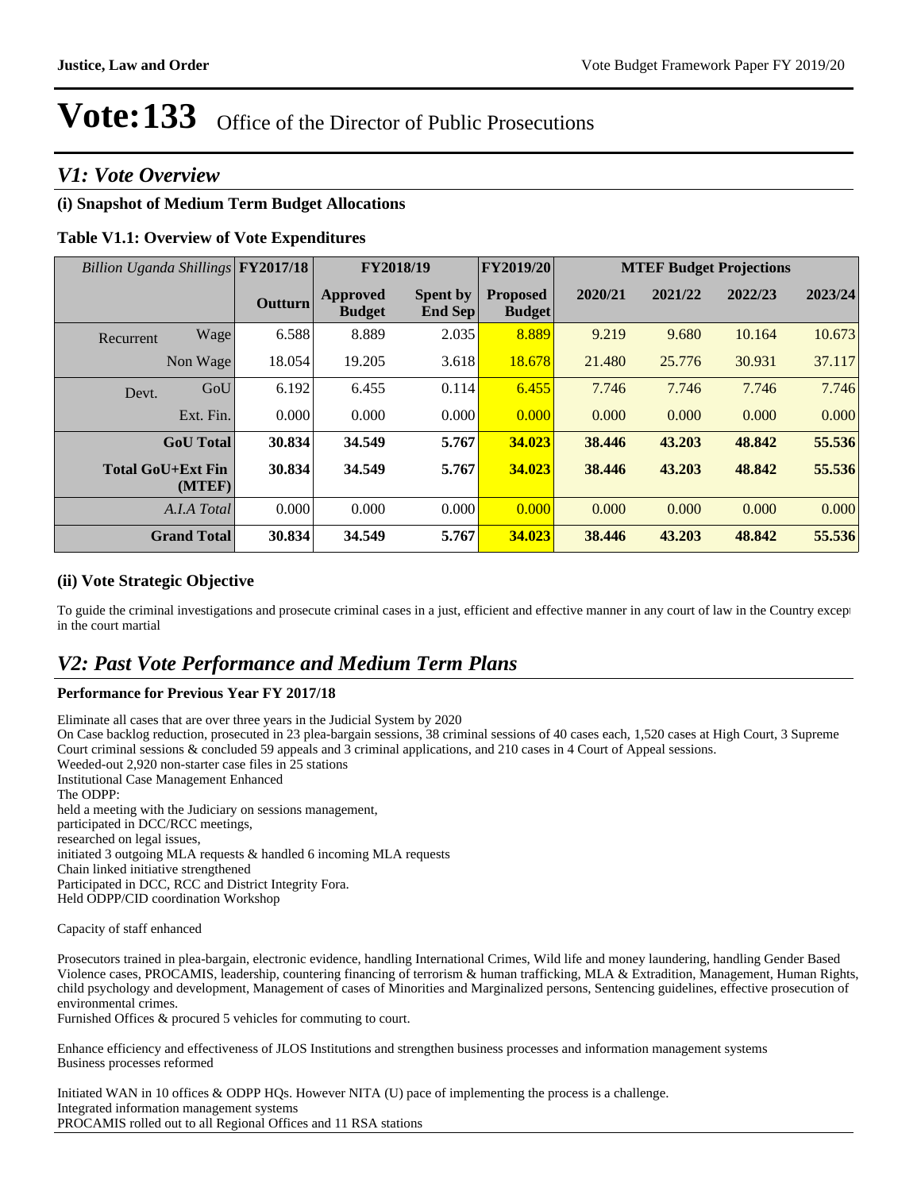# Vote:133 Office of the Director of Public Prosecutions

## V1: Vote Overview

### (i) Snapshot of Medium Term Budget Allocations

**Table V1.1: Overview of Vote Expenditures**

| *Billion Uganda Shillings* | | FY2017/18 | FY2018/19 | | FY2019/20 | MTEF Budget Projections | | | |
|---|---|---|---|---|---|---|---|---|---|
| | | Outturn | Approved Budget | Spent by End Sep | Proposed Budget | 2020/21 | 2021/22 | 2022/23 | 2023/24 |
| Recurrent | Wage | 6.588 | 8.889 | 2.035 | 8.889 | 9.219 | 9.680 | 10.164 | 10.673 |
| | Non Wage | 18.054 | 19.205 | 3.618 | 18.678 | 21.480 | 25.776 | 30.931 | 37.117 |
| Devt. | GoU | 6.192 | 6.455 | 0.114 | 6.455 | 7.746 | 7.746 | 7.746 | 7.746 |
| | Ext. Fin. | 0.000 | 0.000 | 0.000 | 0.000 | 0.000 | 0.000 | 0.000 | 0.000 |
| | **GoU Total** | **30.834** | **34.549** | **5.767** | **34.023** | **38.446** | **43.203** | **48.842** | **55.536** |
| | **Total GoU+Ext Fin (MTEF)** | **30.834** | **34.549** | **5.767** | **34.023** | **38.446** | **43.203** | **48.842** | **55.536** |
| | *A.I.A Total* | 0.000 | 0.000 | 0.000 | 0.000 | 0.000 | 0.000 | 0.000 | 0.000 |
| | **Grand Total** | **30.834** | **34.549** | **5.767** | **34.023** | **38.446** | **43.203** | **48.842** | **55.536** |

### (ii) Vote Strategic Objective

To guide the criminal investigations and prosecute criminal cases in a just, efficient and effective manner in any court of law in the Country except in the court martial

## V2: Past Vote Performance and Medium Term Plans

**Performance for Previous Year FY 2017/18**

Eliminate all cases that are over three years in the Judicial System by 2020
On Case backlog reduction, prosecuted in 23 plea-bargain sessions, 38 criminal sessions of 40 cases each, 1,520 cases at High Court, 3 Supreme Court criminal sessions & concluded 59 appeals and 3 criminal applications, and 210 cases in 4 Court of Appeal sessions.
Weeded-out 2,920 non-starter case files in 25 stations
Institutional Case Management Enhanced
The ODPP:
held a meeting with the Judiciary on sessions management,
participated in DCC/RCC meetings,
researched on legal issues,
initiated 3 outgoing MLA requests & handled 6 incoming MLA requests
Chain linked initiative strengthened
Participated in DCC, RCC and District Integrity Fora.
Held ODPP/CID coordination Workshop

Capacity of staff enhanced

Prosecutors trained in plea-bargain, electronic evidence, handling International Crimes, Wild life and money laundering, handling Gender Based Violence cases, PROCAMIS, leadership, countering financing of terrorism & human trafficking, MLA & Extradition, Management, Human Rights, child psychology and development, Management of cases of Minorities and Marginalized persons, Sentencing guidelines, effective prosecution of environmental crimes.
Furnished Offices & procured 5 vehicles for commuting to court.

Enhance efficiency and effectiveness of JLOS Institutions and strengthen business processes and information management systems
Business processes reformed

Initiated WAN in 10 offices & ODPP HQs. However NITA (U) pace of implementing the process is a challenge.
Integrated information management systems
PROCAMIS rolled out to all Regional Offices and 11 RSA stations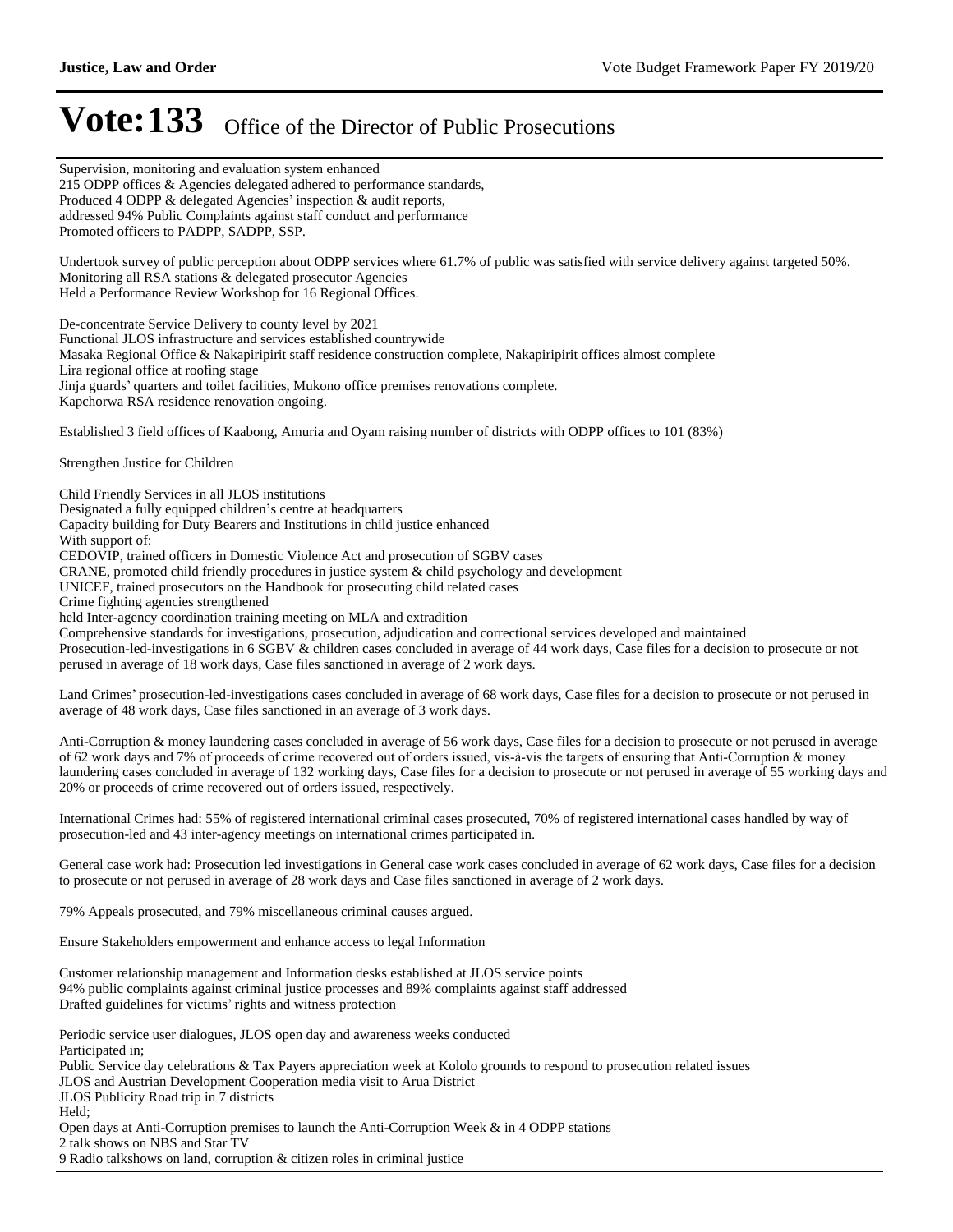# Vote:133 Office of the Director of Public Prosecutions

Supervision, monitoring and evaluation system enhanced
215 ODPP offices & Agencies delegated adhered to performance standards,
Produced 4 ODPP & delegated Agencies' inspection & audit reports,
addressed 94% Public Complaints against staff conduct and performance
Promoted officers to PADPP, SADPP, SSP.

Undertook survey of public perception about ODPP services where 61.7% of public was satisfied with service delivery against targeted 50%.
Monitoring all RSA stations & delegated prosecutor Agencies
Held a Performance Review Workshop for 16 Regional Offices.

De-concentrate Service Delivery to county level by 2021
Functional JLOS infrastructure and services established countrywide
Masaka Regional Office & Nakapiripirit staff residence construction complete, Nakapiripirit offices almost complete
Lira regional office at roofing stage
Jinja guards' quarters and toilet facilities, Mukono office premises renovations complete.
Kapchorwa RSA residence renovation ongoing.

Established 3 field offices of Kaabong, Amuria and Oyam raising number of districts with ODPP offices to 101 (83%)

Strengthen Justice for Children

Child Friendly Services in all JLOS institutions
Designated a fully equipped children's centre at headquarters
Capacity building for Duty Bearers and Institutions in child justice enhanced
With support of:
CEDOVIP, trained officers in Domestic Violence Act and prosecution of SGBV cases
CRANE, promoted child friendly procedures in justice system & child psychology and development
UNICEF, trained prosecutors on the Handbook for prosecuting child related cases
Crime fighting agencies strengthened
held Inter-agency coordination training meeting on MLA and extradition
Comprehensive standards for investigations, prosecution, adjudication and correctional services developed and maintained
Prosecution-led-investigations in 6 SGBV & children cases concluded in average of 44 work days, Case files for a decision to prosecute or not perused in average of 18 work days, Case files sanctioned in average of 2 work days.

Land Crimes' prosecution-led-investigations cases concluded in average of 68 work days, Case files for a decision to prosecute or not perused in average of 48 work days, Case files sanctioned in an average of 3 work days.

Anti-Corruption & money laundering cases concluded in average of 56 work days, Case files for a decision to prosecute or not perused in average of 62 work days and 7% of proceeds of crime recovered out of orders issued, vis-à-vis the targets of ensuring that Anti-Corruption & money laundering cases concluded in average of 132 working days, Case files for a decision to prosecute or not perused in average of 55 working days and 20% or proceeds of crime recovered out of orders issued, respectively.

International Crimes had: 55% of registered international criminal cases prosecuted, 70% of registered international cases handled by way of prosecution-led and 43 inter-agency meetings on international crimes participated in.

General case work had: Prosecution led investigations in General case work cases concluded in average of 62 work days, Case files for a decision to prosecute or not perused in average of 28 work days and Case files sanctioned in average of 2 work days.

79% Appeals prosecuted, and 79% miscellaneous criminal causes argued.

Ensure Stakeholders empowerment and enhance access to legal Information

Customer relationship management and Information desks established at JLOS service points
94% public complaints against criminal justice processes and 89% complaints against staff addressed
Drafted guidelines for victims' rights and witness protection

Periodic service user dialogues, JLOS open day and awareness weeks conducted
Participated in;
Public Service day celebrations & Tax Payers appreciation week at Kololo grounds to respond to prosecution related issues
JLOS and Austrian Development Cooperation media visit to Arua District
JLOS Publicity Road trip in 7 districts
Held;
Open days at Anti-Corruption premises to launch the Anti-Corruption Week & in 4 ODPP stations
2 talk shows on NBS and Star TV
9 Radio talkshows on land, corruption & citizen roles in criminal justice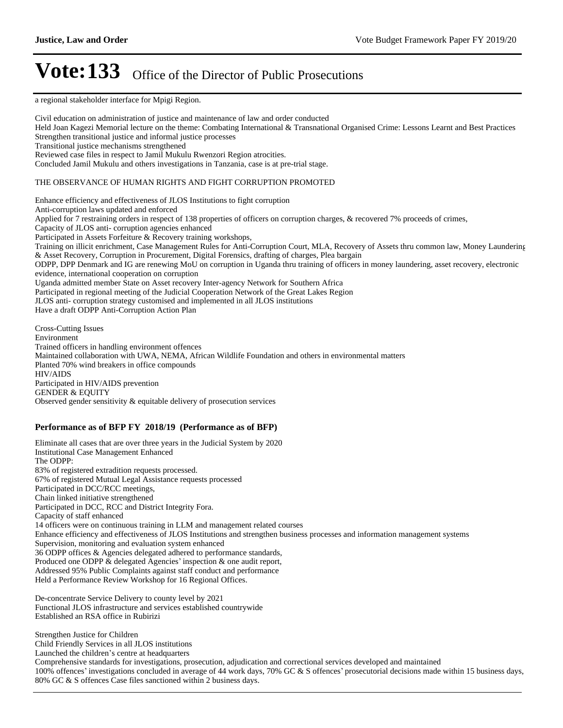# Vote:133 Office of the Director of Public Prosecutions

a regional stakeholder interface for Mpigi Region.

Civil education on administration of justice and maintenance of law and order conducted
Held Joan Kagezi Memorial lecture on the theme: Combating International & Transnational Organised Crime: Lessons Learnt and Best Practices
Strengthen transitional justice and informal justice processes
Transitional justice mechanisms strengthened
Reviewed case files in respect to Jamil Mukulu Rwenzori Region atrocities.
Concluded Jamil Mukulu and others investigations in Tanzania, case is at pre-trial stage.

THE OBSERVANCE OF HUMAN RIGHTS AND FIGHT CORRUPTION PROMOTED

Enhance efficiency and effectiveness of JLOS Institutions to fight corruption
Anti-corruption laws updated and enforced
Applied for 7 restraining orders in respect of 138 properties of officers on corruption charges, & recovered 7% proceeds of crimes,
Capacity of JLOS anti- corruption agencies enhanced
Participated in Assets Forfeiture & Recovery training workshops,
Training on illicit enrichment, Case Management Rules for Anti-Corruption Court, MLA, Recovery of Assets thru common law, Money Laundering & Asset Recovery, Corruption in Procurement, Digital Forensics, drafting of charges, Plea bargain
ODPP, DPP Denmark and IG are renewing MoU on corruption in Uganda thru training of officers in money laundering, asset recovery, electronic evidence, international cooperation on corruption
Uganda admitted member State on Asset recovery Inter-agency Network for Southern Africa
Participated in regional meeting of the Judicial Cooperation Network of the Great Lakes Region
JLOS anti- corruption strategy customised and implemented in all JLOS institutions
Have a draft ODPP Anti-Corruption Action Plan

Cross-Cutting Issues
Environment
Trained officers in handling environment offences
Maintained collaboration with UWA, NEMA, African Wildlife Foundation and others in environmental matters
Planted 70% wind breakers in office compounds
HIV/AIDS
Participated in HIV/AIDS prevention
GENDER & EQUITY
Observed gender sensitivity & equitable delivery of prosecution services

### Performance as of BFP FY 2018/19 (Performance as of BFP)

Eliminate all cases that are over three years in the Judicial System by 2020
Institutional Case Management Enhanced
The ODPP:
83% of registered extradition requests processed.
67% of registered Mutual Legal Assistance requests processed
Participated in DCC/RCC meetings,
Chain linked initiative strengthened
Participated in DCC, RCC and District Integrity Fora.
Capacity of staff enhanced
14 officers were on continuous training in LLM and management related courses
Enhance efficiency and effectiveness of JLOS Institutions and strengthen business processes and information management systems
Supervision, monitoring and evaluation system enhanced
36 ODPP offices & Agencies delegated adhered to performance standards,
Produced one ODPP & delegated Agencies' inspection & one audit report,
Addressed 95% Public Complaints against staff conduct and performance
Held a Performance Review Workshop for 16 Regional Offices.

De-concentrate Service Delivery to county level by 2021
Functional JLOS infrastructure and services established countrywide
Established an RSA office in Rubirizi

Strengthen Justice for Children
Child Friendly Services in all JLOS institutions
Launched the children's centre at headquarters
Comprehensive standards for investigations, prosecution, adjudication and correctional services developed and maintained
100% offences' investigations concluded in average of 44 work days, 70% GC & S offences' prosecutorial decisions made within 15 business days, 80% GC & S offences Case files sanctioned within 2 business days.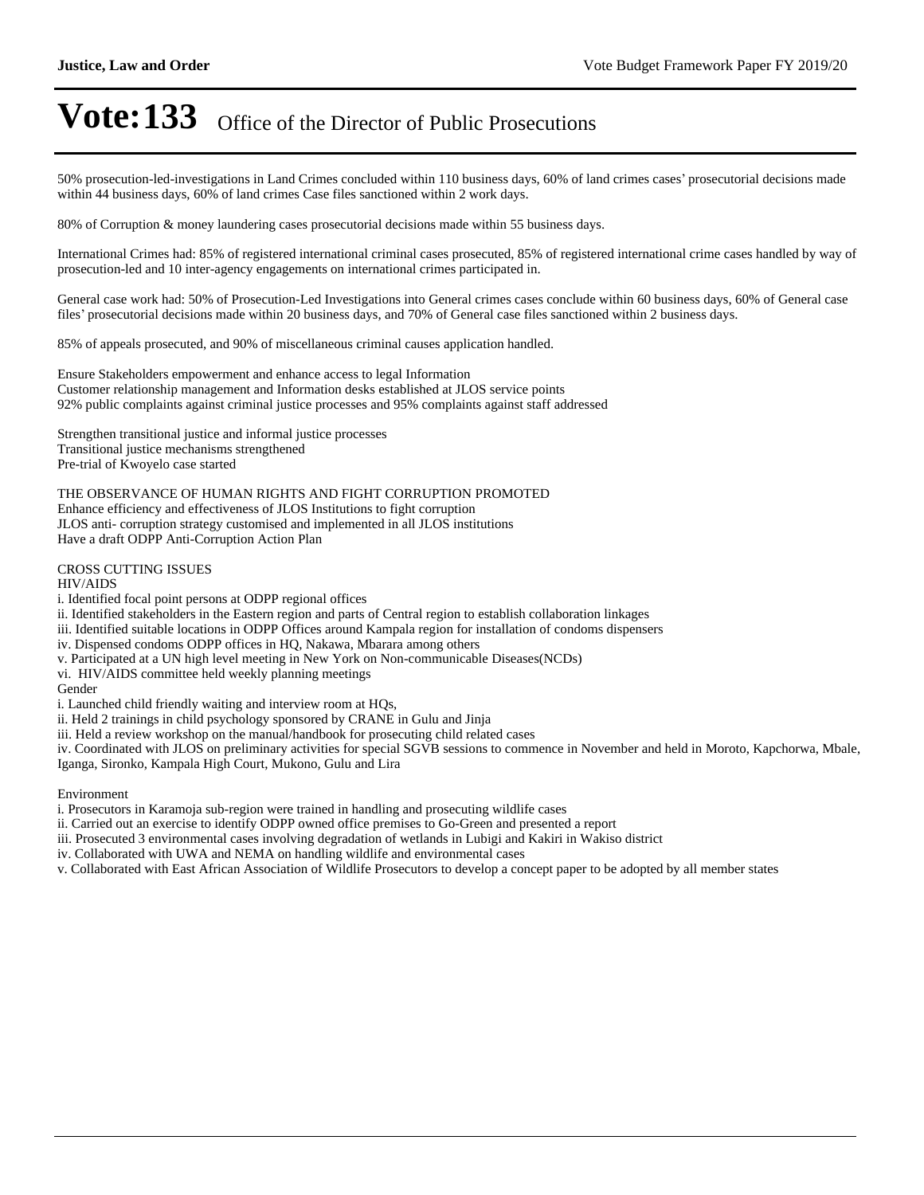50% prosecution-led-investigations in Land Crimes concluded within 110 business days, 60% of land crimes cases' prosecutorial decisions made within 44 business days, 60% of land crimes Case files sanctioned within 2 work days.

80% of Corruption & money laundering cases prosecutorial decisions made within 55 business days.

International Crimes had: 85% of registered international criminal cases prosecuted, 85% of registered international crime cases handled by way of prosecution-led and 10 inter-agency engagements on international crimes participated in.

General case work had: 50% of Prosecution-Led Investigations into General crimes cases conclude within 60 business days, 60% of General case files' prosecutorial decisions made within 20 business days, and 70% of General case files sanctioned within 2 business days.

85% of appeals prosecuted, and 90% of miscellaneous criminal causes application handled.

Ensure Stakeholders empowerment and enhance access to legal Information
Customer relationship management and Information desks established at JLOS service points
92% public complaints against criminal justice processes and 95% complaints against staff addressed

Strengthen transitional justice and informal justice processes
Transitional justice mechanisms strengthened
Pre-trial of Kwoyelo case started

THE OBSERVANCE OF HUMAN RIGHTS AND FIGHT CORRUPTION PROMOTED
Enhance efficiency and effectiveness of JLOS Institutions to fight corruption
JLOS anti- corruption strategy customised and implemented in all JLOS institutions
Have a draft ODPP Anti-Corruption Action Plan

CROSS CUTTING ISSUES
HIV/AIDS
i. Identified focal point persons at ODPP regional offices
ii. Identified stakeholders in the Eastern region and parts of Central region to establish collaboration linkages
iii. Identified suitable locations in ODPP Offices around Kampala region for installation of condoms dispensers
iv. Dispensed condoms ODPP offices in HQ, Nakawa, Mbarara among others
v. Participated at a UN high level meeting in New York on Non-communicable Diseases(NCDs)
vi. HIV/AIDS committee held weekly planning meetings
Gender
i. Launched child friendly waiting and interview room at HQs,
ii. Held 2 trainings in child psychology sponsored by CRANE in Gulu and Jinja
iii. Held a review workshop on the manual/handbook for prosecuting child related cases
iv. Coordinated with JLOS on preliminary activities for special SGVB sessions to commence in November and held in Moroto, Kapchorwa, Mbale, Iganga, Sironko, Kampala High Court, Mukono, Gulu and Lira

Environment
i. Prosecutors in Karamoja sub-region were trained in handling and prosecuting wildlife cases
ii. Carried out an exercise to identify ODPP owned office premises to Go-Green and presented a report
iii. Prosecuted 3 environmental cases involving degradation of wetlands in Lubigi and Kakiri in Wakiso district
iv. Collaborated with UWA and NEMA on handling wildlife and environmental cases
v. Collaborated with East African Association of Wildlife Prosecutors to develop a concept paper to be adopted by all member states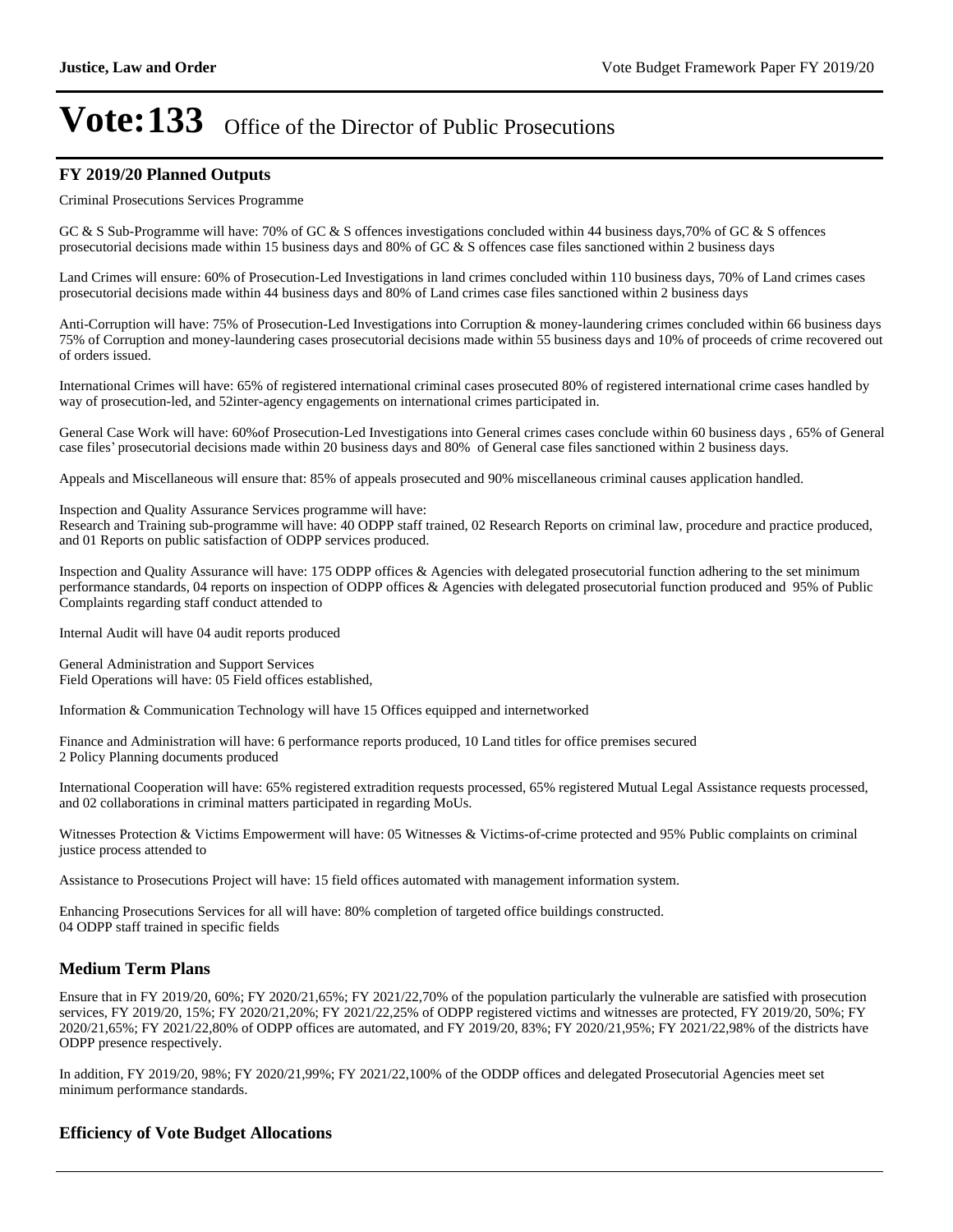## FY 2019/20 Planned Outputs

Criminal Prosecutions Services Programme

GC & S Sub-Programme will have: 70% of GC & S offences investigations concluded within 44 business days,70% of GC & S offences prosecutorial decisions made within 15 business days and 80% of GC & S offences case files sanctioned within 2 business days

Land Crimes will ensure: 60% of Prosecution-Led Investigations in land crimes concluded within 110 business days, 70% of Land crimes cases prosecutorial decisions made within 44 business days and 80% of Land crimes case files sanctioned within 2 business days

Anti-Corruption will have: 75% of Prosecution-Led Investigations into Corruption & money-laundering crimes concluded within 66 business days 75% of Corruption and money-laundering cases prosecutorial decisions made within 55 business days and 10% of proceeds of crime recovered out of orders issued.

International Crimes will have: 65% of registered international criminal cases prosecuted 80% of registered international crime cases handled by way of prosecution-led, and 52inter-agency engagements on international crimes participated in.

General Case Work will have: 60%of Prosecution-Led Investigations into General crimes cases conclude within 60 business days , 65% of General case files' prosecutorial decisions made within 20 business days and 80% of General case files sanctioned within 2 business days.

Appeals and Miscellaneous will ensure that: 85% of appeals prosecuted and 90% miscellaneous criminal causes application handled.

Inspection and Quality Assurance Services programme will have:
Research and Training sub-programme will have: 40 ODPP staff trained, 02 Research Reports on criminal law, procedure and practice produced, and 01 Reports on public satisfaction of ODPP services produced.

Inspection and Quality Assurance will have: 175 ODPP offices & Agencies with delegated prosecutorial function adhering to the set minimum performance standards, 04 reports on inspection of ODPP offices & Agencies with delegated prosecutorial function produced and 95% of Public Complaints regarding staff conduct attended to

Internal Audit will have 04 audit reports produced

General Administration and Support Services
Field Operations will have: 05 Field offices established,

Information & Communication Technology will have 15 Offices equipped and internetworked

Finance and Administration will have: 6 performance reports produced, 10 Land titles for office premises secured
2 Policy Planning documents produced

International Cooperation will have: 65% registered extradition requests processed, 65% registered Mutual Legal Assistance requests processed, and 02 collaborations in criminal matters participated in regarding MoUs.

Witnesses Protection & Victims Empowerment will have: 05 Witnesses & Victims-of-crime protected and 95% Public complaints on criminal justice process attended to

Assistance to Prosecutions Project will have: 15 field offices automated with management information system.

Enhancing Prosecutions Services for all will have: 80% completion of targeted office buildings constructed.
04 ODPP staff trained in specific fields

## Medium Term Plans

Ensure that in FY 2019/20, 60%; FY 2020/21,65%; FY 2021/22,70% of the population particularly the vulnerable are satisfied with prosecution services, FY 2019/20, 15%; FY 2020/21,20%; FY 2021/22,25% of ODPP registered victims and witnesses are protected, FY 2019/20, 50%; FY 2020/21,65%; FY 2021/22,80% of ODPP offices are automated, and FY 2019/20, 83%; FY 2020/21,95%; FY 2021/22,98% of the districts have ODPP presence respectively.

In addition, FY 2019/20, 98%; FY 2020/21,99%; FY 2021/22,100% of the ODDP offices and delegated Prosecutorial Agencies meet set minimum performance standards.

## Efficiency of Vote Budget Allocations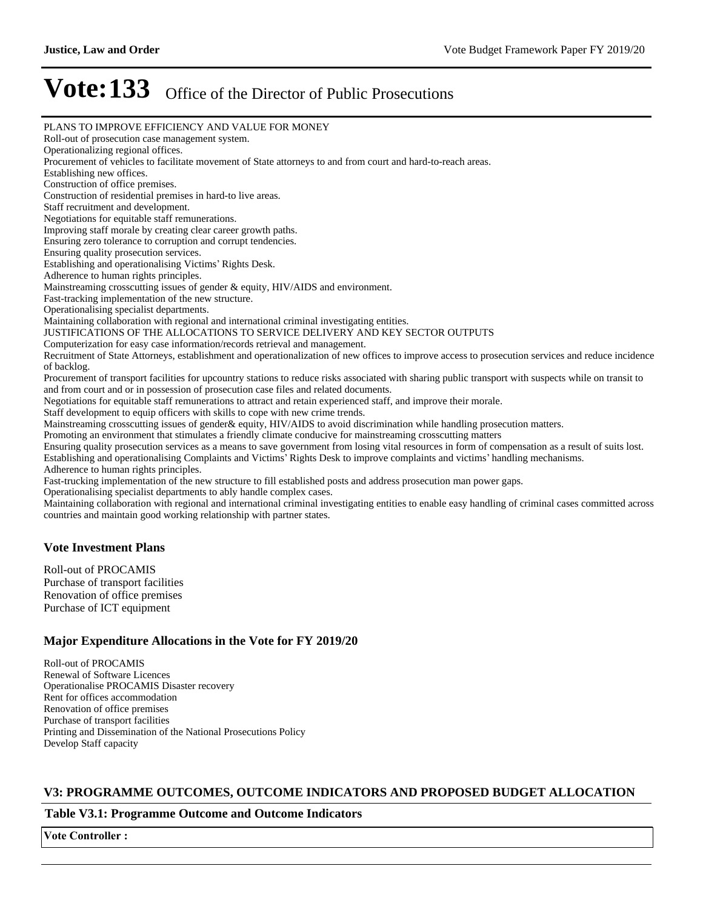# Vote:133 Office of the Director of Public Prosecutions

PLANS TO IMPROVE EFFICIENCY AND VALUE FOR MONEY
Roll-out of prosecution case management system.
Operationalizing regional offices.
Procurement of vehicles to facilitate movement of State attorneys to and from court and hard-to-reach areas.
Establishing new offices.
Construction of office premises.
Construction of residential premises in hard-to live areas.
Staff recruitment and development.
Negotiations for equitable staff remunerations.
Improving staff morale by creating clear career growth paths.
Ensuring zero tolerance to corruption and corrupt tendencies.
Ensuring quality prosecution services.
Establishing and operationalising Victims' Rights Desk.
Adherence to human rights principles.
Mainstreaming crosscutting issues of gender & equity, HIV/AIDS and environment.
Fast-tracking implementation of the new structure.
Operationalising specialist departments.
Maintaining collaboration with regional and international criminal investigating entities.
JUSTIFICATIONS OF THE ALLOCATIONS TO SERVICE DELIVERY AND KEY SECTOR OUTPUTS
Computerization for easy case information/records retrieval and management.
Recruitment of State Attorneys, establishment and operationalization of new offices to improve access to prosecution services and reduce incidence of backlog.
Procurement of transport facilities for upcountry stations to reduce risks associated with sharing public transport with suspects while on transit to and from court and or in possession of prosecution case files and related documents.
Negotiations for equitable staff remunerations to attract and retain experienced staff, and improve their morale.
Staff development to equip officers with skills to cope with new crime trends.
Mainstreaming crosscutting issues of gender& equity, HIV/AIDS to avoid discrimination while handling prosecution matters.
Promoting an environment that stimulates a friendly climate conducive for mainstreaming crosscutting matters
Ensuring quality prosecution services as a means to save government from losing vital resources in form of compensation as a result of suits lost.
Establishing and operationalising Complaints and Victims' Rights Desk to improve complaints and victims' handling mechanisms.
Adherence to human rights principles.
Fast-trucking implementation of the new structure to fill established posts and address prosecution man power gaps.
Operationalising specialist departments to ably handle complex cases.
Maintaining collaboration with regional and international criminal investigating entities to enable easy handling of criminal cases committed across countries and maintain good working relationship with partner states.

## Vote Investment Plans

Roll-out of PROCAMIS
Purchase of transport facilities
Renovation of office premises
Purchase of ICT equipment

## Major Expenditure Allocations in the Vote for FY 2019/20

Roll-out of PROCAMIS
Renewal of Software Licences
Operationalise PROCAMIS Disaster recovery
Rent for offices accommodation
Renovation of office premises
Purchase of transport facilities
Printing and Dissemination of the National Prosecutions Policy
Develop Staff capacity

## V3: PROGRAMME OUTCOMES, OUTCOME INDICATORS AND PROPOSED BUDGET ALLOCATION

### Table V3.1: Programme Outcome and Outcome Indicators

| Vote Controller : |
|---|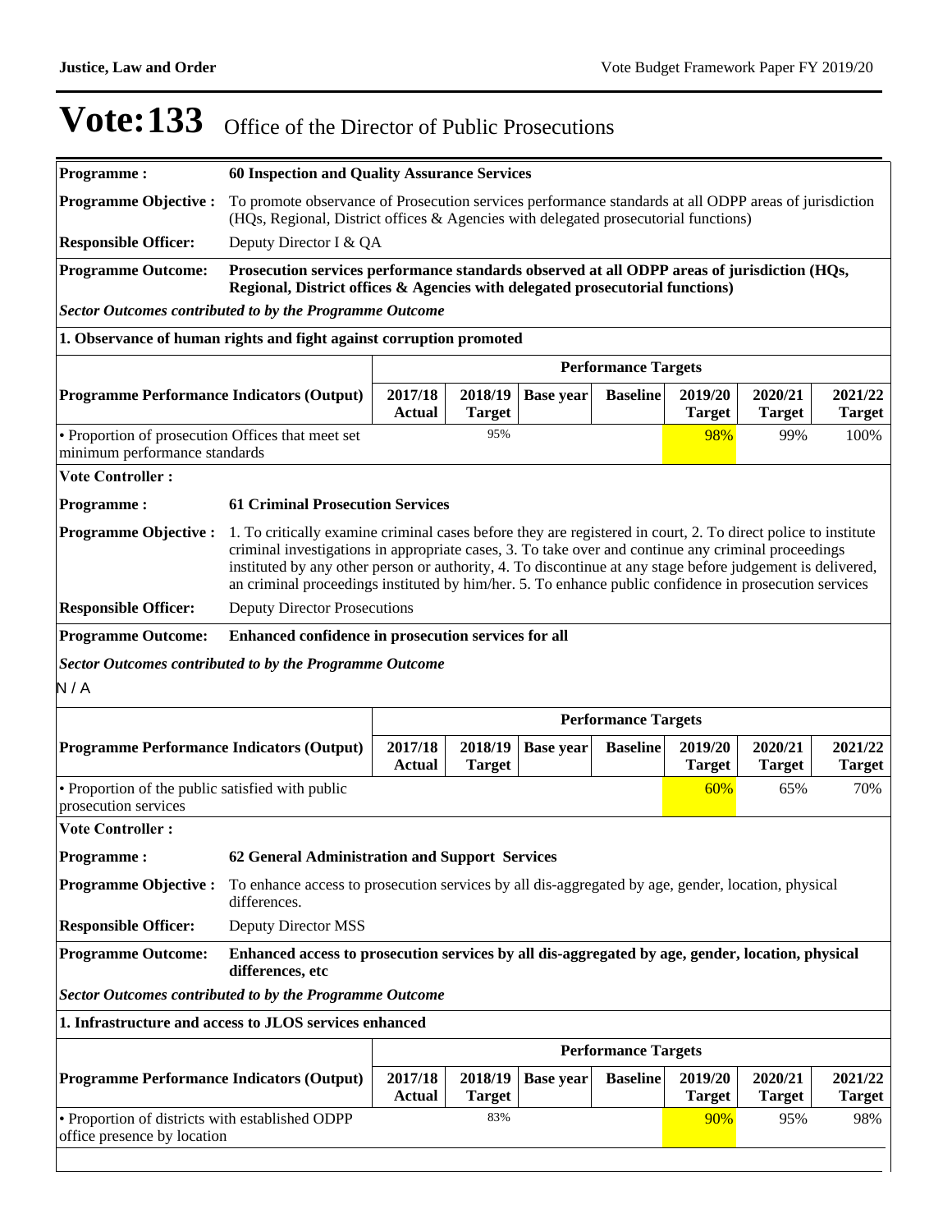# Vote:133 Office of the Director of Public Prosecutions

| | |
|---|---|
| **Programme :** | **60 Inspection and Quality Assurance Services** |
| **Programme Objective :** | To promote observance of Prosecution services performance standards at all ODPP areas of jurisdiction (HQs, Regional, District offices & Agencies with delegated prosecutorial functions) |
| **Responsible Officer:** | Deputy Director I & QA |
| **Programme Outcome:** | **Prosecution services performance standards observed at all ODPP areas of jurisdiction (HQs, Regional, District offices & Agencies with delegated prosecutorial functions)** |

***Sector Outcomes contributed to by the Programme Outcome***

**1. Observance of human rights and fight against corruption promoted**

| | Performance Targets | | | | | | |
|---|---|---|---|---|---|---|---|
| **Programme Performance Indicators (Output)** | **2017/18 Actual** | **2018/19 Target** | **Base year** | **Baseline** | **2019/20 Target** | **2020/21 Target** | **2021/22 Target** |
| • Proportion of prosecution Offices that meet set minimum performance standards | | 95% | | | 98% | 99% | 100% |

**Vote Controller :**

| | |
|---|---|
| **Programme :** | **61 Criminal Prosecution Services** |
| **Programme Objective :** | 1. To critically examine criminal cases before they are registered in court, 2. To direct police to institute criminal investigations in appropriate cases, 3. To take over and continue any criminal proceedings instituted by any other person or authority, 4. To discontinue at any stage before judgement is delivered, an criminal proceedings instituted by him/her. 5. To enhance public confidence in prosecution services |
| **Responsible Officer:** | Deputy Director Prosecutions |
| **Programme Outcome:** | **Enhanced confidence in prosecution services for all** |

***Sector Outcomes contributed to by the Programme Outcome***

N / A

| | Performance Targets | | | | | | |
|---|---|---|---|---|---|---|---|
| **Programme Performance Indicators (Output)** | **2017/18 Actual** | **2018/19 Target** | **Base year** | **Baseline** | **2019/20 Target** | **2020/21 Target** | **2021/22 Target** |
| • Proportion of the public satisfied with public prosecution services | | | | | 60% | 65% | 70% |

**Vote Controller :**

| | |
|---|---|
| **Programme :** | **62 General Administration and Support Services** |
| **Programme Objective :** | To enhance access to prosecution services by all dis-aggregated by age, gender, location, physical differences. |
| **Responsible Officer:** | Deputy Director MSS |
| **Programme Outcome:** | **Enhanced access to prosecution services by all dis-aggregated by age, gender, location, physical differences, etc** |

***Sector Outcomes contributed to by the Programme Outcome***

**1. Infrastructure and access to JLOS services enhanced**

| | Performance Targets | | | | | | |
|---|---|---|---|---|---|---|---|
| **Programme Performance Indicators (Output)** | **2017/18 Actual** | **2018/19 Target** | **Base year** | **Baseline** | **2019/20 Target** | **2020/21 Target** | **2021/22 Target** |
| • Proportion of districts with established ODPP office presence by location | | 83% | | | 90% | 95% | 98% |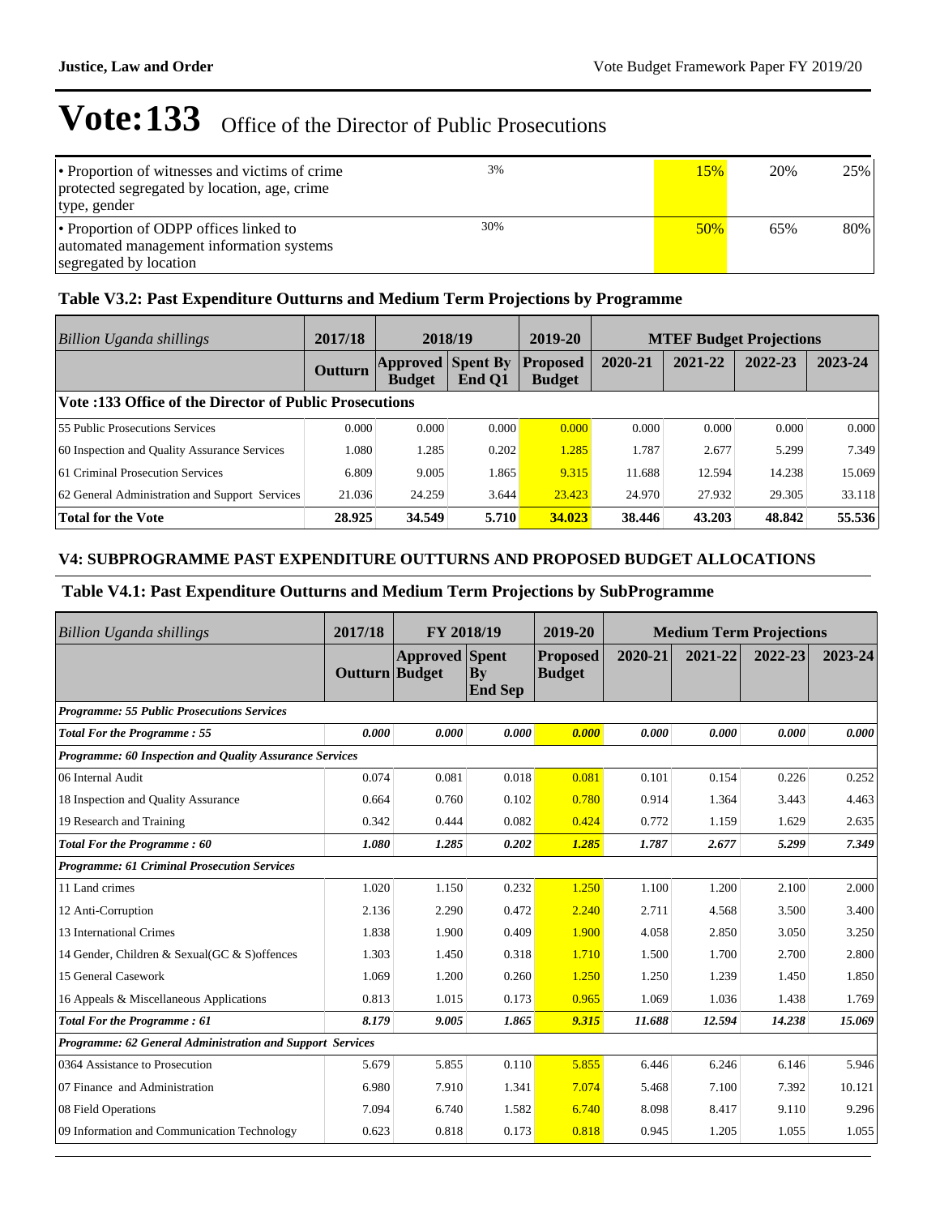# Vote:133 Office of the Director of Public Prosecutions

| | | | | |
|---|---|---|---|---|
| • Proportion of witnesses and victims of crime protected segregated by location, age, crime type, gender | 3% | 15% | 20% | 25% |
| • Proportion of ODPP offices linked to automated management information systems segregated by location | 30% | 50% | 65% | 80% |

### Table V3.2: Past Expenditure Outturns and Medium Term Projections by Programme

| Billion Uganda shillings | 2017/18 | 2018/19 | | 2019-20 | MTEF Budget Projections | | | |
|---|---|---|---|---|---|---|---|---|
| | Outturn | Approved Budget | Spent By End Q1 | Proposed Budget | 2020-21 | 2021-22 | 2022-23 | 2023-24 |
| **Vote :133 Office of the Director of Public Prosecutions** | | | | | | | | |
| 55 Public Prosecutions Services | 0.000 | 0.000 | 0.000 | 0.000 | 0.000 | 0.000 | 0.000 | 0.000 |
| 60 Inspection and Quality Assurance Services | 1.080 | 1.285 | 0.202 | 1.285 | 1.787 | 2.677 | 5.299 | 7.349 |
| 61 Criminal Prosecution Services | 6.809 | 9.005 | 1.865 | 9.315 | 11.688 | 12.594 | 14.238 | 15.069 |
| 62 General Administration and Support Services | 21.036 | 24.259 | 3.644 | 23.423 | 24.970 | 27.932 | 29.305 | 33.118 |
| **Total for the Vote** | **28.925** | **34.549** | **5.710** | **34.023** | **38.446** | **43.203** | **48.842** | **55.536** |

## V4: SUBPROGRAMME PAST EXPENDITURE OUTTURNS AND PROPOSED BUDGET ALLOCATIONS

### Table V4.1: Past Expenditure Outturns and Medium Term Projections by SubProgramme

| Billion Uganda shillings | 2017/18 | FY 2018/19 | | 2019-20 | Medium Term Projections | | | |
|---|---|---|---|---|---|---|---|---|
| | Outturn | Approved Budget | Spent By End Sep | Proposed Budget | 2020-21 | 2021-22 | 2022-23 | 2023-24 |
| ***Programme: 55 Public Prosecutions Services*** | | | | | | | | |
| ***Total For the Programme : 55*** | ***0.000*** | ***0.000*** | ***0.000*** | ***0.000*** | ***0.000*** | ***0.000*** | ***0.000*** | ***0.000*** |
| ***Programme: 60 Inspection and Quality Assurance Services*** | | | | | | | | |
| 06 Internal Audit | 0.074 | 0.081 | 0.018 | 0.081 | 0.101 | 0.154 | 0.226 | 0.252 |
| 18 Inspection and Quality Assurance | 0.664 | 0.760 | 0.102 | 0.780 | 0.914 | 1.364 | 3.443 | 4.463 |
| 19 Research and Training | 0.342 | 0.444 | 0.082 | 0.424 | 0.772 | 1.159 | 1.629 | 2.635 |
| ***Total For the Programme : 60*** | ***1.080*** | ***1.285*** | ***0.202*** | ***1.285*** | ***1.787*** | ***2.677*** | ***5.299*** | ***7.349*** |
| ***Programme: 61 Criminal Prosecution Services*** | | | | | | | | |
| 11 Land crimes | 1.020 | 1.150 | 0.232 | 1.250 | 1.100 | 1.200 | 2.100 | 2.000 |
| 12 Anti-Corruption | 2.136 | 2.290 | 0.472 | 2.240 | 2.711 | 4.568 | 3.500 | 3.400 |
| 13 International Crimes | 1.838 | 1.900 | 0.409 | 1.900 | 4.058 | 2.850 | 3.050 | 3.250 |
| 14 Gender, Children & Sexual(GC & S)offences | 1.303 | 1.450 | 0.318 | 1.710 | 1.500 | 1.700 | 2.700 | 2.800 |
| 15 General Casework | 1.069 | 1.200 | 0.260 | 1.250 | 1.250 | 1.239 | 1.450 | 1.850 |
| 16 Appeals & Miscellaneous Applications | 0.813 | 1.015 | 0.173 | 0.965 | 1.069 | 1.036 | 1.438 | 1.769 |
| ***Total For the Programme : 61*** | ***8.179*** | ***9.005*** | ***1.865*** | ***9.315*** | ***11.688*** | ***12.594*** | ***14.238*** | ***15.069*** |
| ***Programme: 62 General Administration and Support Services*** | | | | | | | | |
| 0364 Assistance to Prosecution | 5.679 | 5.855 | 0.110 | 5.855 | 6.446 | 6.246 | 6.146 | 5.946 |
| 07 Finance and Administration | 6.980 | 7.910 | 1.341 | 7.074 | 5.468 | 7.100 | 7.392 | 10.121 |
| 08 Field Operations | 7.094 | 6.740 | 1.582 | 6.740 | 8.098 | 8.417 | 9.110 | 9.296 |
| 09 Information and Communication Technology | 0.623 | 0.818 | 0.173 | 0.818 | 0.945 | 1.205 | 1.055 | 1.055 |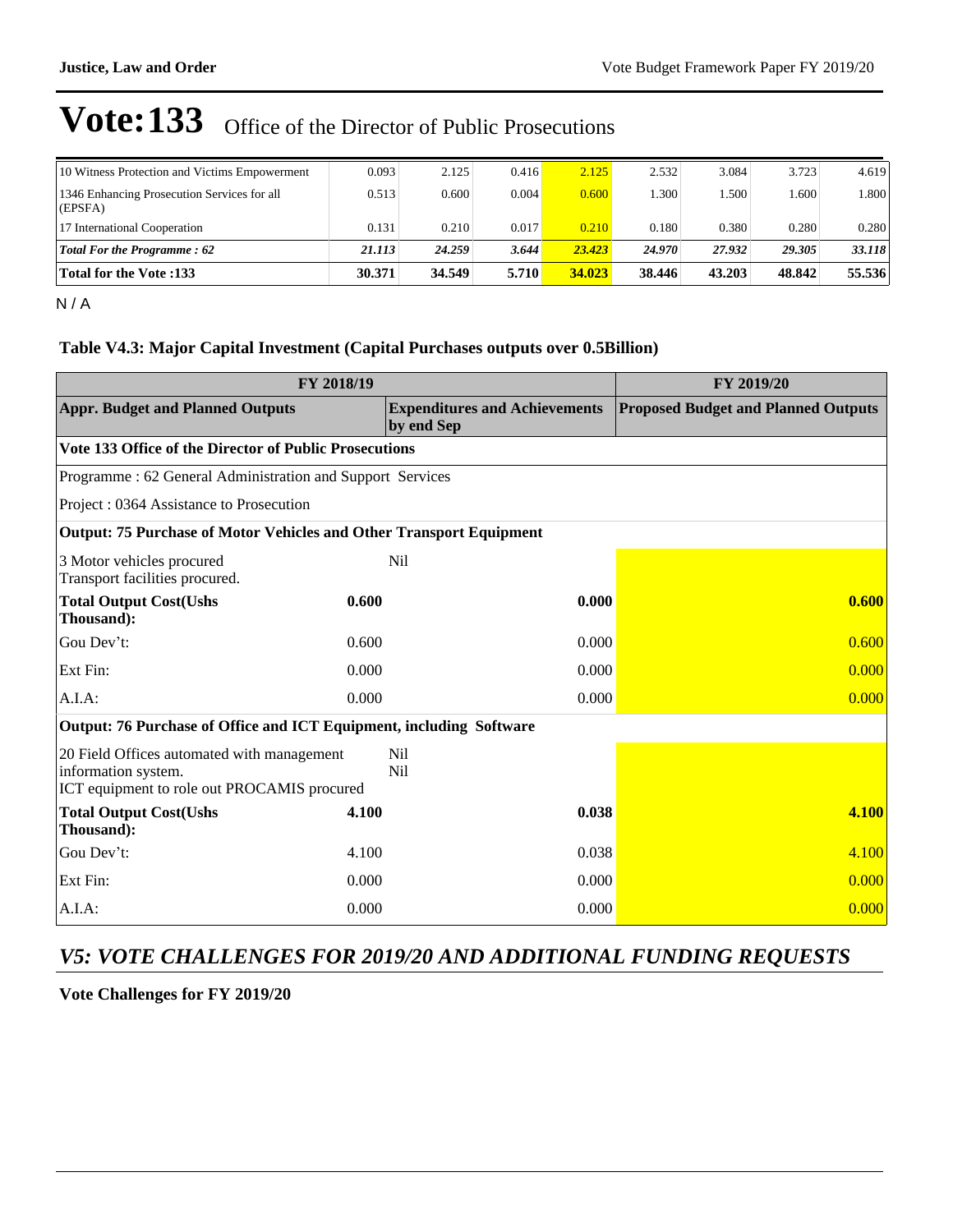# Vote:133 Office of the Director of Public Prosecutions

| | | | | | | | | |
|---|---|---|---|---|---|---|---|---|
| 10 Witness Protection and Victims Empowerment | 0.093 | 2.125 | 0.416 | 2.125 | 2.532 | 3.084 | 3.723 | 4.619 |
| 1346 Enhancing Prosecution Services for all (EPSFA) | 0.513 | 0.600 | 0.004 | 0.600 | 1.300 | 1.500 | 1.600 | 1.800 |
| 17 International Cooperation | 0.131 | 0.210 | 0.017 | 0.210 | 0.180 | 0.380 | 0.280 | 0.280 |
| ***Total For the Programme : 62*** | ***21.113*** | ***24.259*** | ***3.644*** | ***23.423*** | ***24.970*** | ***27.932*** | ***29.305*** | ***33.118*** |
| **Total for the Vote :133** | **30.371** | **34.549** | **5.710** | **34.023** | **38.446** | **43.203** | **48.842** | **55.536** |

N / A

### Table V4.3: Major Capital Investment (Capital Purchases outputs over 0.5Billion)

| FY 2018/19 | | | FY 2019/20 |
|---|---|---|---|
| **Appr. Budget and Planned Outputs** | | **Expenditures and Achievements by end Sep** | **Proposed Budget and Planned Outputs** |
| **Vote 133 Office of the Director of Public Prosecutions** | | | |
| Programme : 62 General Administration and Support Services | | | |
| Project : 0364 Assistance to Prosecution | | | |
| **Output: 75 Purchase of Motor Vehicles and Other Transport Equipment** | | | |
| 3 Motor vehicles procured<br>Transport facilities procured. | | Nil | |
| **Total Output Cost(Ushs Thousand):** | **0.600** | **0.000** | **0.600** |
| Gou Dev't: | 0.600 | 0.000 | 0.600 |
| Ext Fin: | 0.000 | 0.000 | 0.000 |
| A.I.A: | 0.000 | 0.000 | 0.000 |
| **Output: 76 Purchase of Office and ICT Equipment, including Software** | | | |
| 20 Field Offices automated with management information system.<br>ICT equipment to role out PROCAMIS procured | | Nil<br>Nil | |
| **Total Output Cost(Ushs Thousand):** | **4.100** | **0.038** | **4.100** |
| Gou Dev't: | 4.100 | 0.038 | 4.100 |
| Ext Fin: | 0.000 | 0.000 | 0.000 |
| A.I.A: | 0.000 | 0.000 | 0.000 |

## *V5: VOTE CHALLENGES FOR 2019/20 AND ADDITIONAL FUNDING REQUESTS*

**Vote Challenges for FY 2019/20**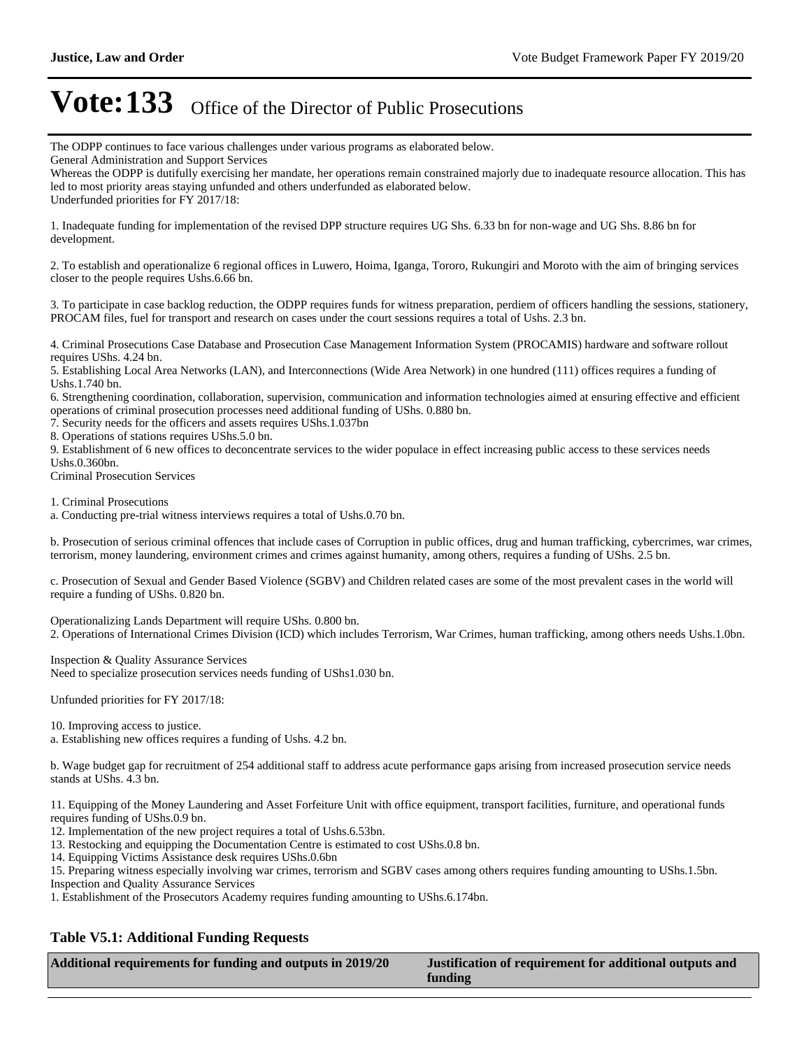# Vote:133 Office of the Director of Public Prosecutions

The ODPP continues to face various challenges under various programs as elaborated below.
General Administration and Support Services
Whereas the ODPP is dutifully exercising her mandate, her operations remain constrained majorly due to inadequate resource allocation. This has led to most priority areas staying unfunded and others underfunded as elaborated below.
Underfunded priorities for FY 2017/18:

1. Inadequate funding for implementation of the revised DPP structure requires UG Shs. 6.33 bn for non-wage and UG Shs. 8.86 bn for development.

2. To establish and operationalize 6 regional offices in Luwero, Hoima, Iganga, Tororo, Rukungiri and Moroto with the aim of bringing services closer to the people requires Ushs.6.66 bn.

3. To participate in case backlog reduction, the ODPP requires funds for witness preparation, perdiem of officers handling the sessions, stationery, PROCAM files, fuel for transport and research on cases under the court sessions requires a total of Ushs. 2.3 bn.

4. Criminal Prosecutions Case Database and Prosecution Case Management Information System (PROCAMIS) hardware and software rollout requires UShs. 4.24 bn.
5. Establishing Local Area Networks (LAN), and Interconnections (Wide Area Network) in one hundred (111) offices requires a funding of Ushs.1.740 bn.
6. Strengthening coordination, collaboration, supervision, communication and information technologies aimed at ensuring effective and efficient operations of criminal prosecution processes need additional funding of UShs. 0.880 bn.
7. Security needs for the officers and assets requires UShs.1.037bn
8. Operations of stations requires UShs.5.0 bn.
9. Establishment of 6 new offices to deconcentrate services to the wider populace in effect increasing public access to these services needs Ushs.0.360bn.
Criminal Prosecution Services

1. Criminal Prosecutions
a. Conducting pre-trial witness interviews requires a total of Ushs.0.70 bn.

b. Prosecution of serious criminal offences that include cases of Corruption in public offices, drug and human trafficking, cybercrimes, war crimes, terrorism, money laundering, environment crimes and crimes against humanity, among others, requires a funding of UShs. 2.5 bn.

c. Prosecution of Sexual and Gender Based Violence (SGBV) and Children related cases are some of the most prevalent cases in the world will require a funding of UShs. 0.820 bn.

Operationalizing Lands Department will require UShs. 0.800 bn.
2. Operations of International Crimes Division (ICD) which includes Terrorism, War Crimes, human trafficking, among others needs Ushs.1.0bn.

Inspection & Quality Assurance Services
Need to specialize prosecution services needs funding of UShs1.030 bn.

Unfunded priorities for FY 2017/18:

10. Improving access to justice.
a. Establishing new offices requires a funding of Ushs. 4.2 bn.

b. Wage budget gap for recruitment of 254 additional staff to address acute performance gaps arising from increased prosecution service needs stands at UShs. 4.3 bn.

11. Equipping of the Money Laundering and Asset Forfeiture Unit with office equipment, transport facilities, furniture, and operational funds requires funding of UShs.0.9 bn.
12. Implementation of the new project requires a total of Ushs.6.53bn.
13. Restocking and equipping the Documentation Centre is estimated to cost UShs.0.8 bn.
14. Equipping Victims Assistance desk requires UShs.0.6bn
15. Preparing witness especially involving war crimes, terrorism and SGBV cases among others requires funding amounting to UShs.1.5bn.
Inspection and Quality Assurance Services
1. Establishment of the Prosecutors Academy requires funding amounting to UShs.6.174bn.

### Table V5.1: Additional Funding Requests

| Additional requirements for funding and outputs in 2019/20 | Justification of requirement for additional outputs and funding |
| --- | --- |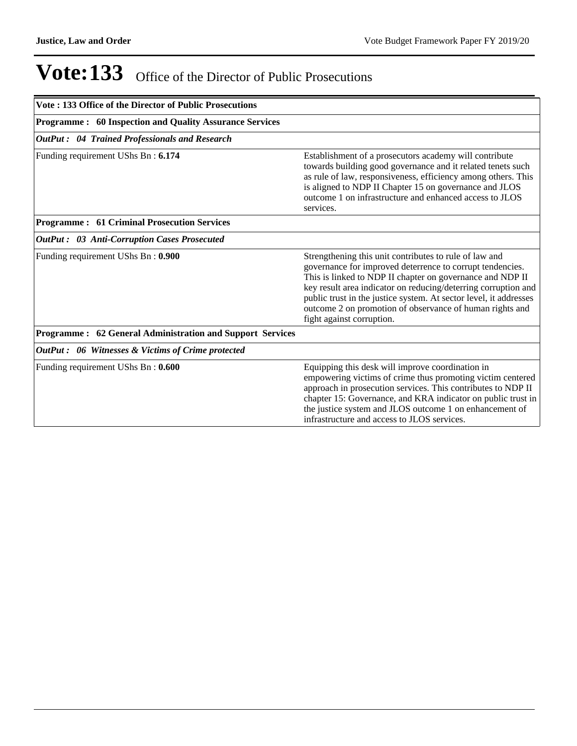# Vote:133 Office of the Director of Public Prosecutions

| | |
|---|---|
| **Vote : 133 Office of the Director of Public Prosecutions** | |
| **Programme : 60 Inspection and Quality Assurance Services** | |
| ***OutPut : 04 Trained Professionals and Research*** | |
| Funding requirement UShs Bn : **6.174** | Establishment of a prosecutors academy will contribute towards building good governance and it related tenets such as rule of law, responsiveness, efficiency among others. This is aligned to NDP II Chapter 15 on governance and JLOS outcome 1 on infrastructure and enhanced access to JLOS services. |
| **Programme : 61 Criminal Prosecution Services** | |
| ***OutPut : 03 Anti-Corruption Cases Prosecuted*** | |
| Funding requirement UShs Bn : **0.900** | Strengthening this unit contributes to rule of law and governance for improved deterrence to corrupt tendencies. This is linked to NDP II chapter on governance and NDP II key result area indicator on reducing/deterring corruption and public trust in the justice system. At sector level, it addresses outcome 2 on promotion of observance of human rights and fight against corruption. |
| **Programme : 62 General Administration and Support Services** | |
| ***OutPut : 06 Witnesses & Victims of Crime protected*** | |
| Funding requirement UShs Bn : **0.600** | Equipping this desk will improve coordination in empowering victims of crime thus promoting victim centered approach in prosecution services. This contributes to NDP II chapter 15: Governance, and KRA indicator on public trust in the justice system and JLOS outcome 1 on enhancement of infrastructure and access to JLOS services. |